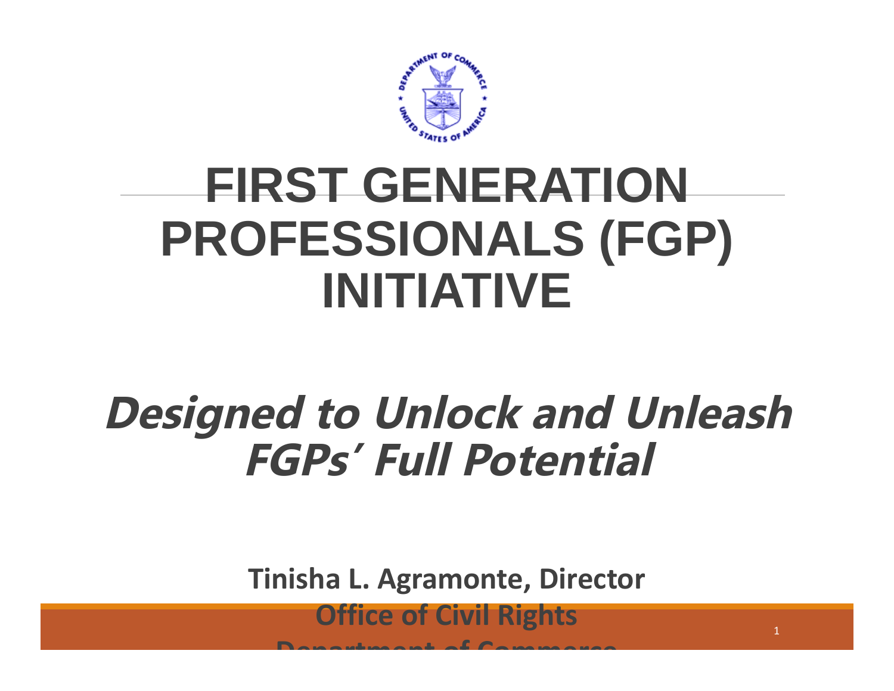# FIRST GENERATION PROFESSIONALS (FGP) INITIATIVE

## *Designed to Unlock and Unleash FGPs' Full Potential*

**Tinisha L. Agramonte, Director**

**Office of Civil Rights**

**Department of Commerce**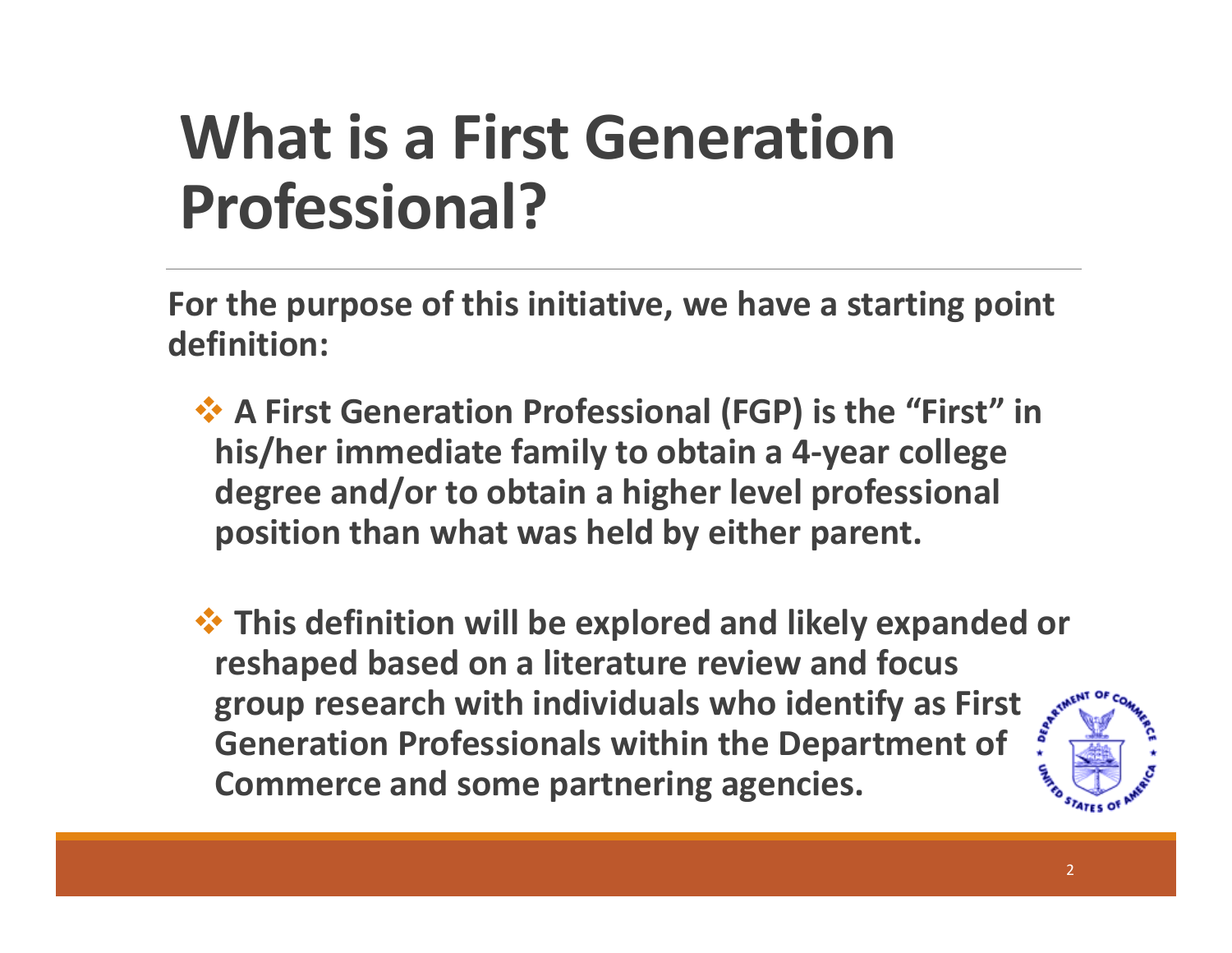# What is a First Generation Professional?

**For the purpose of this initiative, we have a starting point definition:**

- **A First Generation Professional (FGP) is the "First" in his/her immediate family to obtain a 4-year college degree and/or to obtain a higher level professional position than what was held by either parent.**

- **This definition will be explored and likely expanded or reshaped based on a literature review and focus group research with individuals who identify as First Generation Professionals within the Department of Commerce and some partnering agencies.**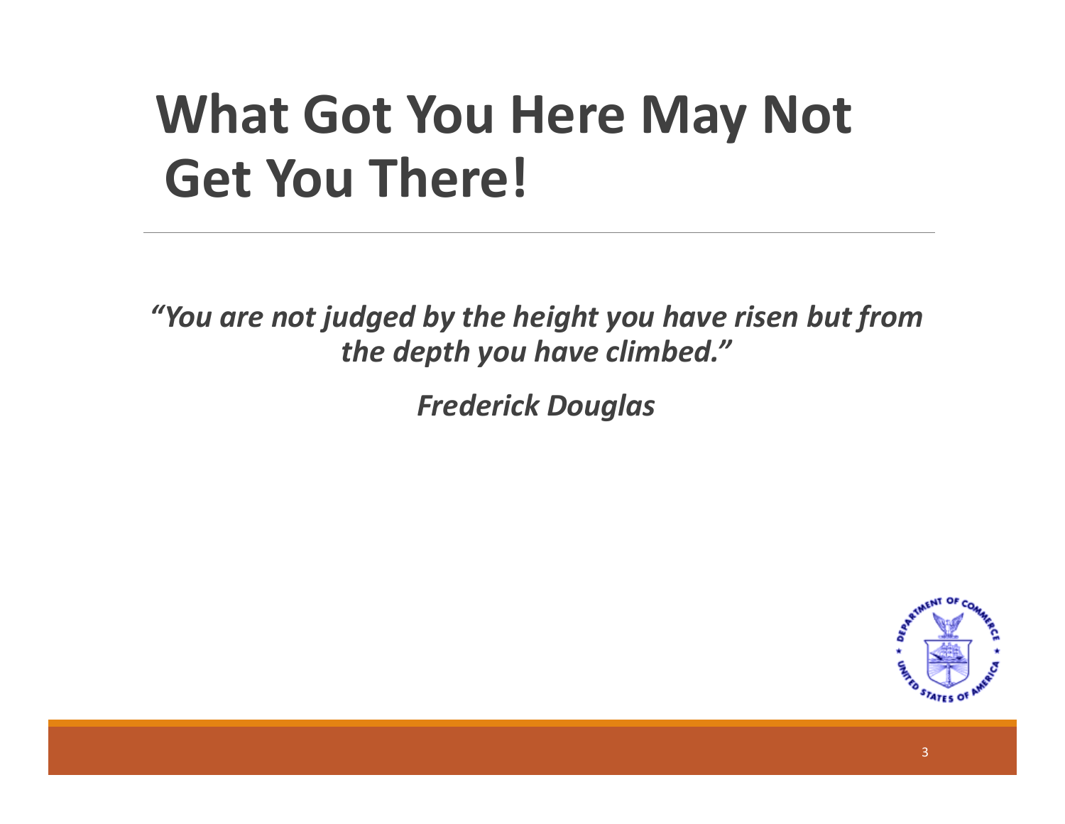# What Got You Here May Not Get You There!

***"You are not judged by the height you have risen but from the depth you have climbed."***

***Frederick Douglas***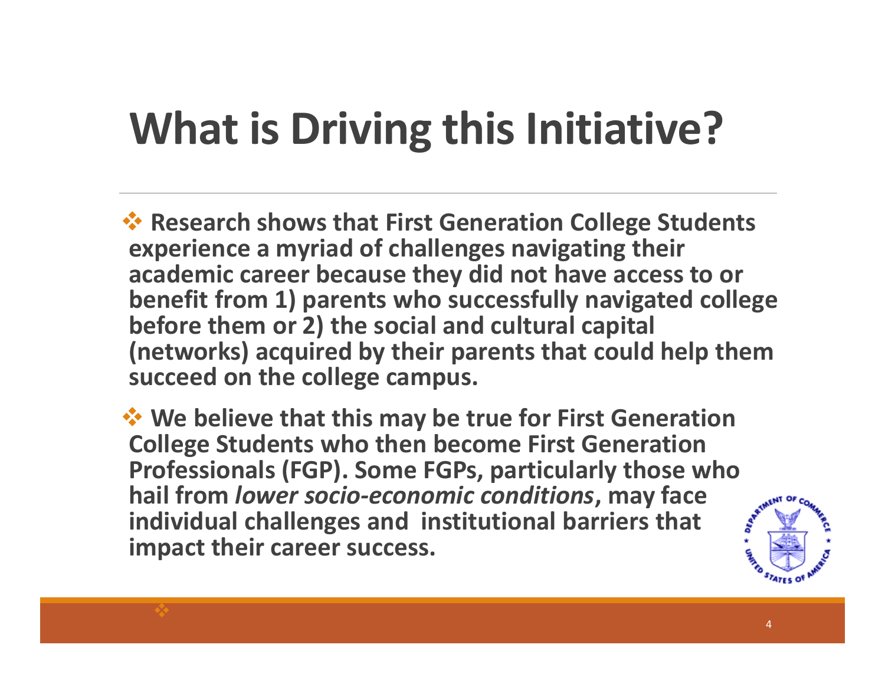# What is Driving this Initiative?

- **Research shows that First Generation College Students experience a myriad of challenges navigating their academic career because they did not have access to or benefit from 1) parents who successfully navigated college before them or 2) the social and cultural capital (networks) acquired by their parents that could help them succeed on the college campus.**

- **We believe that this may be true for First Generation College Students who then become First Generation Professionals (FGP). Some FGPs, particularly those who hail from *lower socio-economic conditions*, may face individual challenges and institutional barriers that impact their career success.**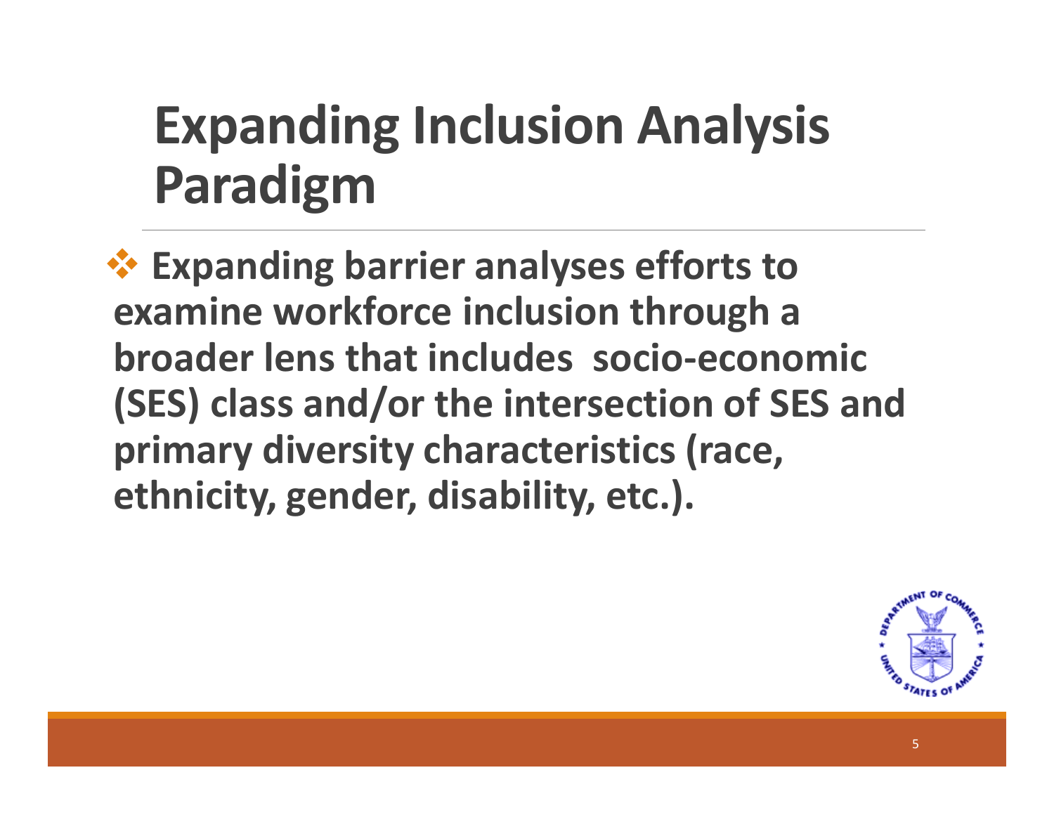# Expanding Inclusion Analysis Paradigm

- **Expanding barrier analyses efforts to examine workforce inclusion through a broader lens that includes socio-economic (SES) class and/or the intersection of SES and primary diversity characteristics (race, ethnicity, gender, disability, etc.).**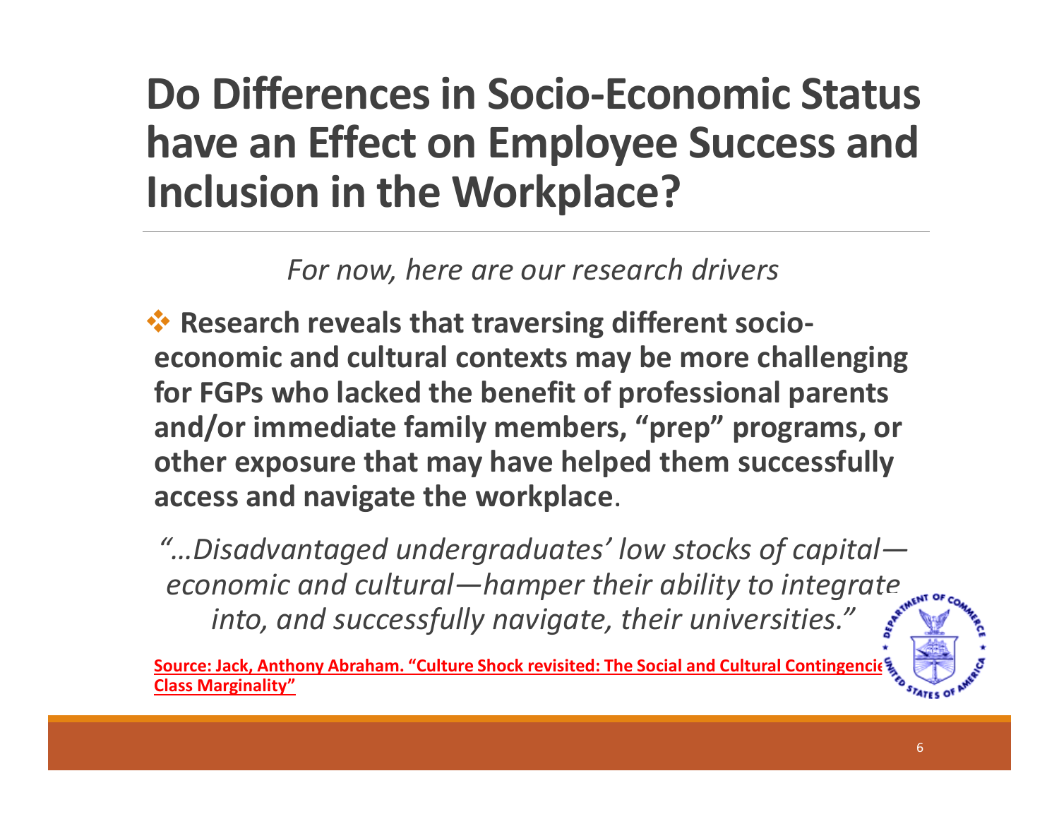# Do Differences in Socio-Economic Status have an Effect on Employee Success and Inclusion in the Workplace?

*For now, here are our research drivers*

- **Research reveals that traversing different socio-economic and cultural contexts may be more challenging for FGPs who lacked the benefit of professional parents and/or immediate family members, "prep" programs, or other exposure that may have helped them successfully access and navigate the workplace**.

*"…Disadvantaged undergraduates' low stocks of capital—economic and cultural—hamper their ability to integrate into, and successfully navigate, their universities."*

**Source: Jack, Anthony Abraham. "Culture Shock revisited: The Social and Cultural Contingencies Class Marginality"**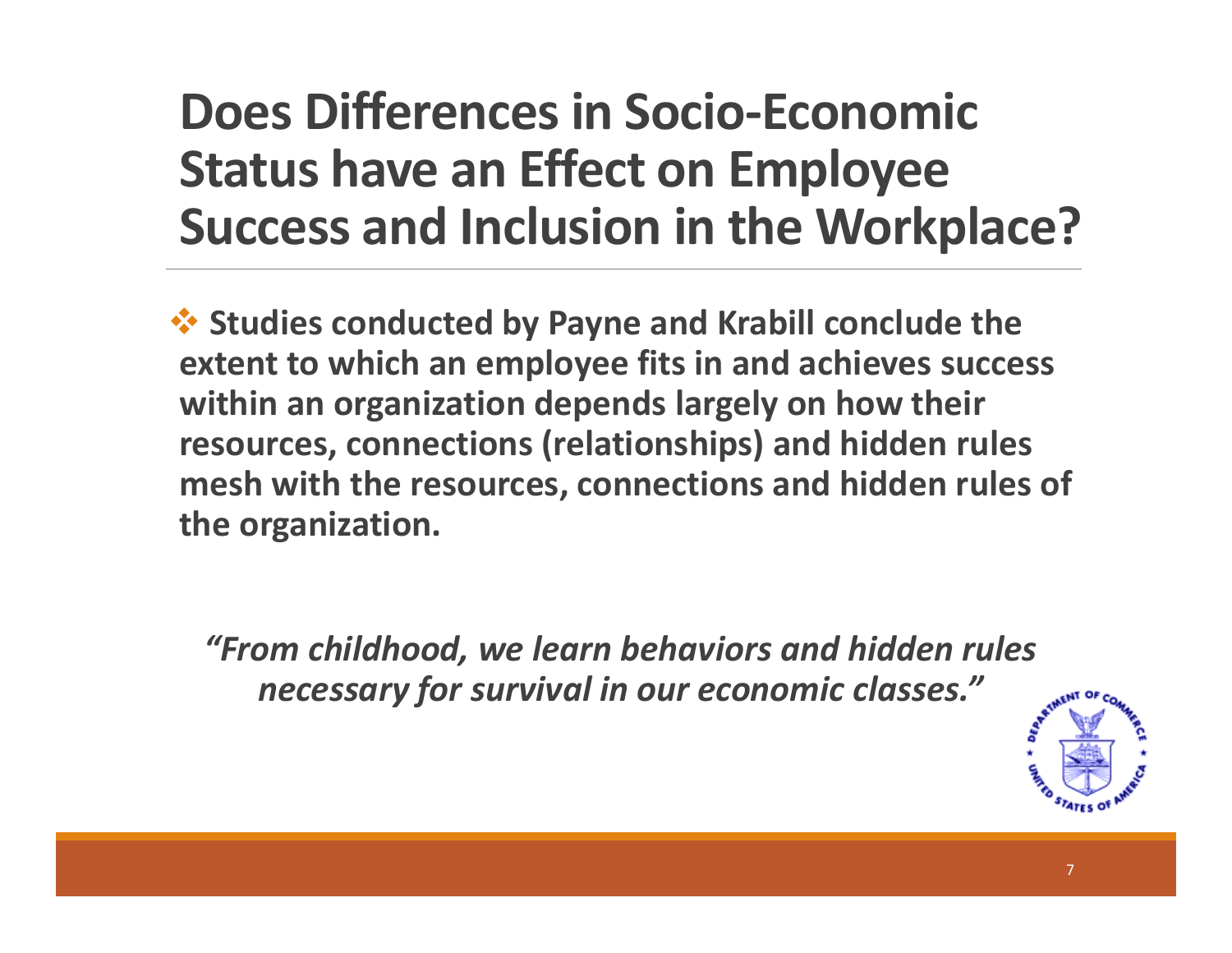# Does Differences in Socio-Economic Status have an Effect on Employee Success and Inclusion in the Workplace?

- **Studies conducted by Payne and Krabill conclude the extent to which an employee fits in and achieves success within an organization depends largely on how their resources, connections (relationships) and hidden rules mesh with the resources, connections and hidden rules of the organization.**

***"From childhood, we learn behaviors and hidden rules necessary for survival in our economic classes."***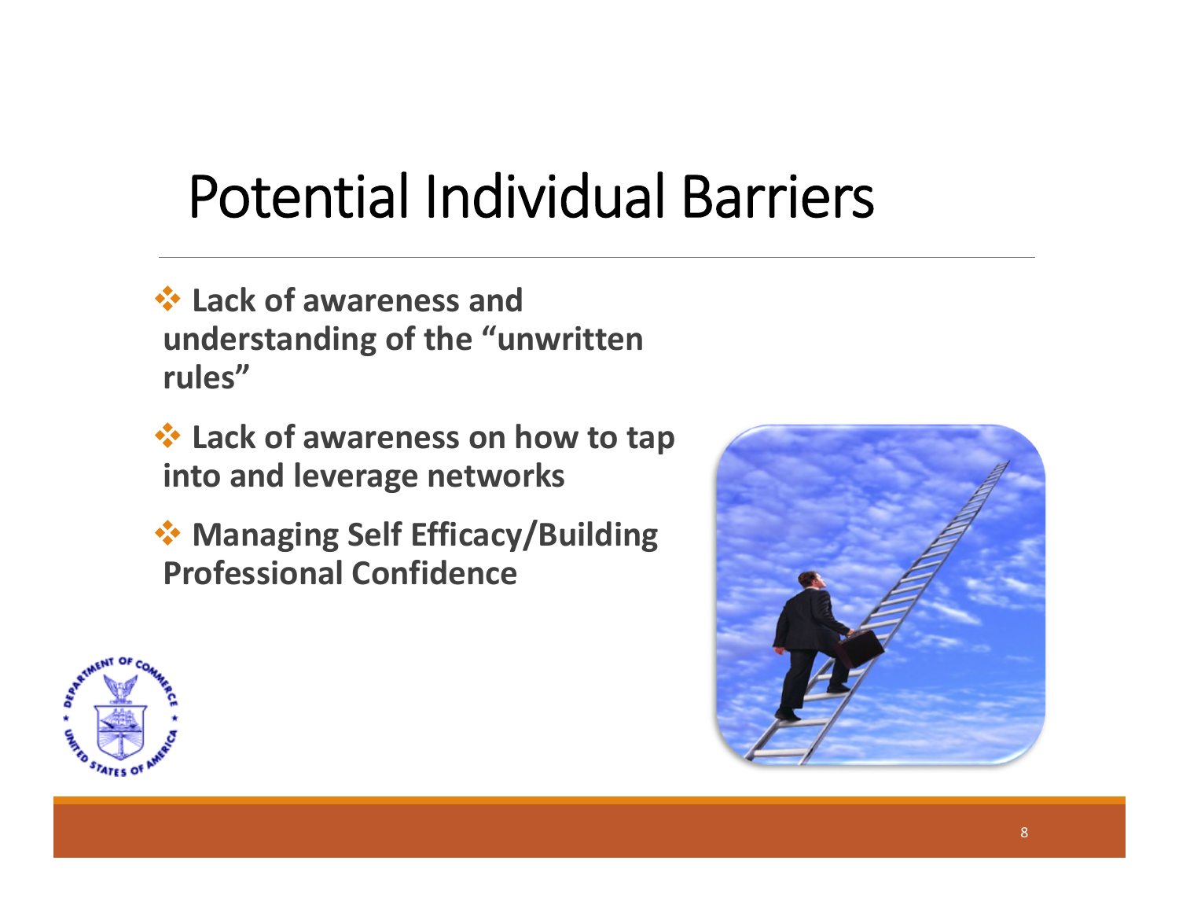# Potential Individual Barriers

- **Lack of awareness and understanding of the "unwritten rules"**
- **Lack of awareness on how to tap into and leverage networks**
- **Managing Self Efficacy/Building Professional Confidence**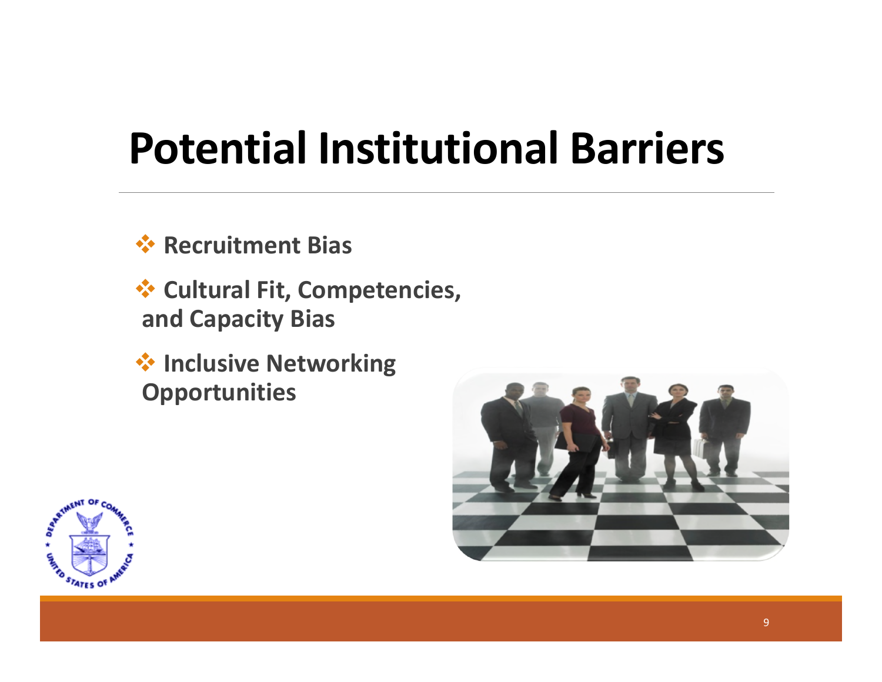# Potential Institutional Barriers

- Recruitment Bias
- Cultural Fit, Competencies, and Capacity Bias
- Inclusive Networking Opportunities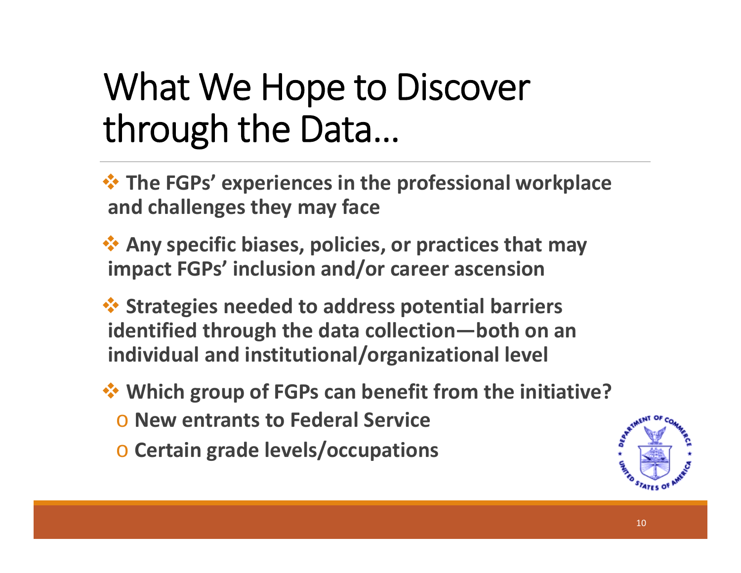# What We Hope to Discover through the Data…

- **The FGPs' experiences in the professional workplace and challenges they may face**
- **Any specific biases, policies, or practices that may impact FGPs' inclusion and/or career ascension**
- **Strategies needed to address potential barriers identified through the data collection—both on an individual and institutional/organizational level**
- **Which group of FGPs can benefit from the initiative?**
  - **New entrants to Federal Service**
  - **Certain grade levels/occupations**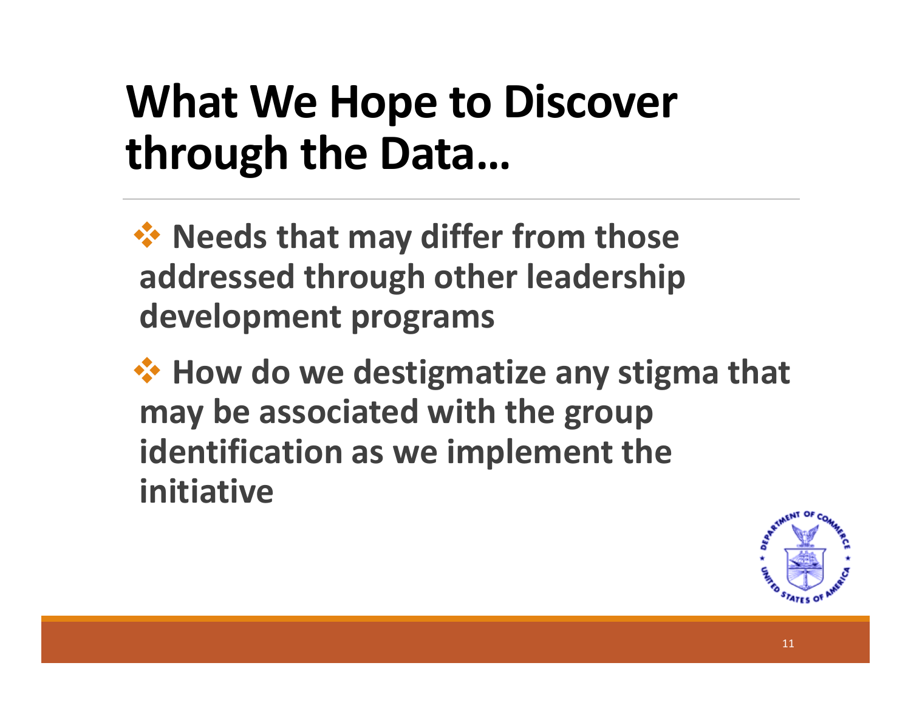# What We Hope to Discover through the Data…

- **Needs that may differ from those addressed through other leadership development programs**

- **How do we destigmatize any stigma that may be associated with the group identification as we implement the initiative**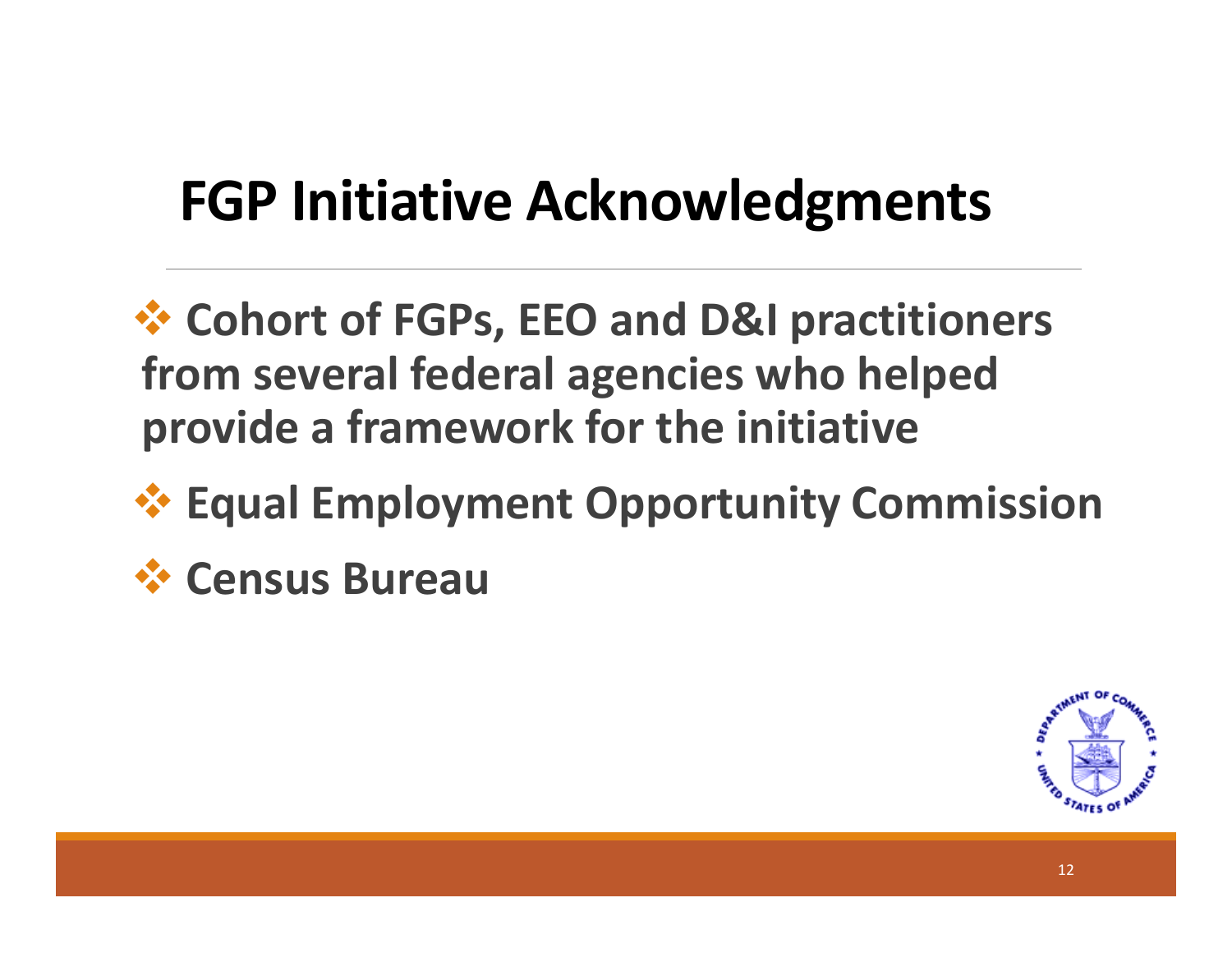# FGP Initiative Acknowledgments

- **Cohort of FGPs, EEO and D&I practitioners from several federal agencies who helped provide a framework for the initiative**
- **Equal Employment Opportunity Commission**
- **Census Bureau**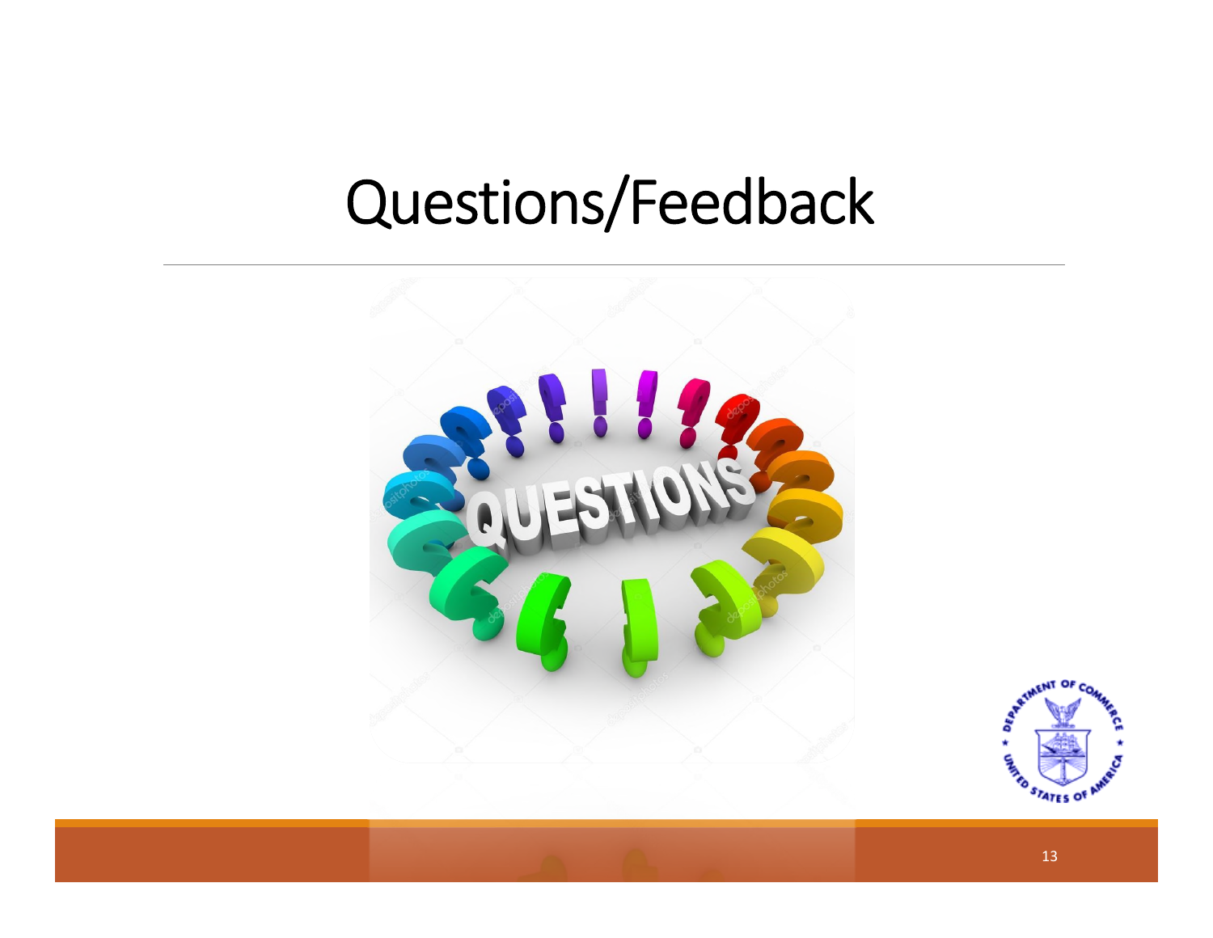# Questions/Feedback